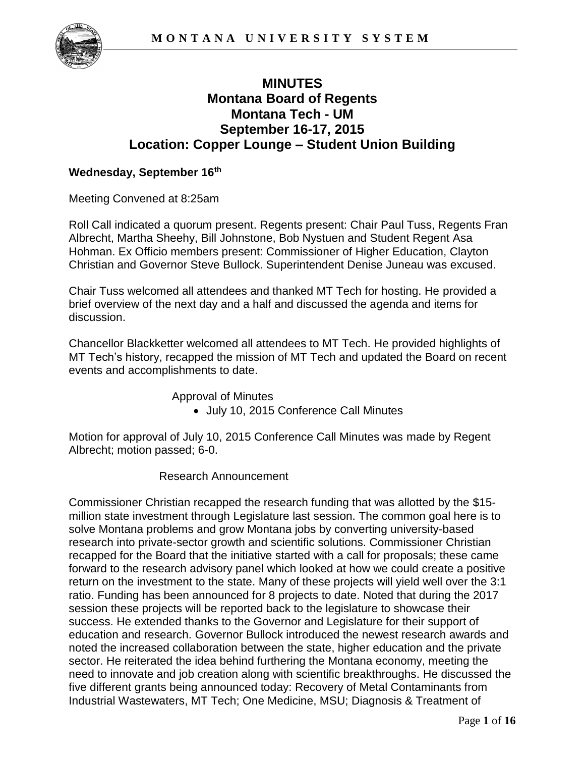# MINUTES
# Montana Board of Regents
# Montana Tech - UM
# September 16-17, 2015
# Location: Copper Lounge – Student Union Building

**Wednesday, September 16th**

Meeting Convened at 8:25am

Roll Call indicated a quorum present. Regents present: Chair Paul Tuss, Regents Fran Albrecht, Martha Sheehy, Bill Johnstone, Bob Nystuen and Student Regent Asa Hohman. Ex Officio members present: Commissioner of Higher Education, Clayton Christian and Governor Steve Bullock. Superintendent Denise Juneau was excused.

Chair Tuss welcomed all attendees and thanked MT Tech for hosting. He provided a brief overview of the next day and a half and discussed the agenda and items for discussion.

Chancellor Blackketter welcomed all attendees to MT Tech. He provided highlights of MT Tech's history, recapped the mission of MT Tech and updated the Board on recent events and accomplishments to date.

Approval of Minutes

- July 10, 2015 Conference Call Minutes

Motion for approval of July 10, 2015 Conference Call Minutes was made by Regent Albrecht; motion passed; 6-0.

Research Announcement

Commissioner Christian recapped the research funding that was allotted by the $15-million state investment through Legislature last session. The common goal here is to solve Montana problems and grow Montana jobs by converting university-based research into private-sector growth and scientific solutions. Commissioner Christian recapped for the Board that the initiative started with a call for proposals; these came forward to the research advisory panel which looked at how we could create a positive return on the investment to the state. Many of these projects will yield well over the 3:1 ratio. Funding has been announced for 8 projects to date. Noted that during the 2017 session these projects will be reported back to the legislature to showcase their success. He extended thanks to the Governor and Legislature for their support of education and research. Governor Bullock introduced the newest research awards and noted the increased collaboration between the state, higher education and the private sector. He reiterated the idea behind furthering the Montana economy, meeting the need to innovate and job creation along with scientific breakthroughs. He discussed the five different grants being announced today: Recovery of Metal Contaminants from Industrial Wastewaters, MT Tech; One Medicine, MSU; Diagnosis & Treatment of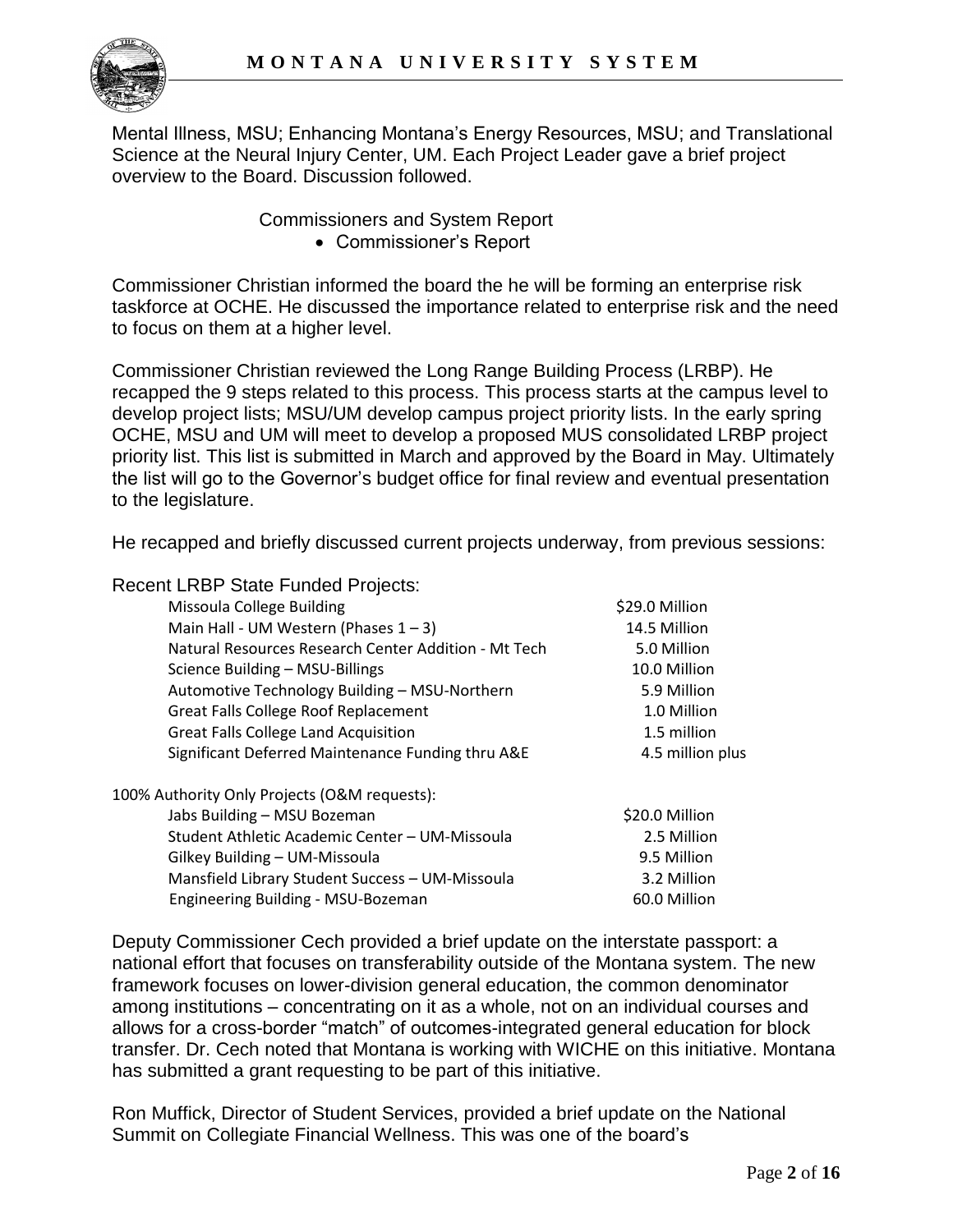Mental Illness, MSU; Enhancing Montana's Energy Resources, MSU; and Translational Science at the Neural Injury Center, UM. Each Project Leader gave a brief project overview to the Board. Discussion followed.

Commissioners and System Report

- Commissioner's Report

Commissioner Christian informed the board the he will be forming an enterprise risk taskforce at OCHE. He discussed the importance related to enterprise risk and the need to focus on them at a higher level.

Commissioner Christian reviewed the Long Range Building Process (LRBP). He recapped the 9 steps related to this process. This process starts at the campus level to develop project lists; MSU/UM develop campus project priority lists. In the early spring OCHE, MSU and UM will meet to develop a proposed MUS consolidated LRBP project priority list. This list is submitted in March and approved by the Board in May. Ultimately the list will go to the Governor's budget office for final review and eventual presentation to the legislature.

He recapped and briefly discussed current projects underway, from previous sessions:

Recent LRBP State Funded Projects:

| Project | Amount |
|---|---|
| Missoula College Building | $29.0 Million |
| Main Hall - UM Western (Phases 1 – 3) | 14.5 Million |
| Natural Resources Research Center Addition - Mt Tech | 5.0 Million |
| Science Building – MSU-Billings | 10.0 Million |
| Automotive Technology Building – MSU-Northern | 5.9 Million |
| Great Falls College Roof Replacement | 1.0 Million |
| Great Falls College Land Acquisition | 1.5 million |
| Significant Deferred Maintenance Funding thru A&E | 4.5 million plus |

100% Authority Only Projects (O&M requests):

| Project | Amount |
|---|---|
| Jabs Building – MSU Bozeman | $20.0 Million |
| Student Athletic Academic Center – UM-Missoula | 2.5 Million |
| Gilkey Building – UM-Missoula | 9.5 Million |
| Mansfield Library Student Success – UM-Missoula | 3.2 Million |
| Engineering Building - MSU-Bozeman | 60.0 Million |

Deputy Commissioner Cech provided a brief update on the interstate passport: a national effort that focuses on transferability outside of the Montana system. The new framework focuses on lower-division general education, the common denominator among institutions – concentrating on it as a whole, not on an individual courses and allows for a cross-border "match" of outcomes-integrated general education for block transfer. Dr. Cech noted that Montana is working with WICHE on this initiative. Montana has submitted a grant requesting to be part of this initiative.

Ron Muffick, Director of Student Services, provided a brief update on the National Summit on Collegiate Financial Wellness. This was one of the board's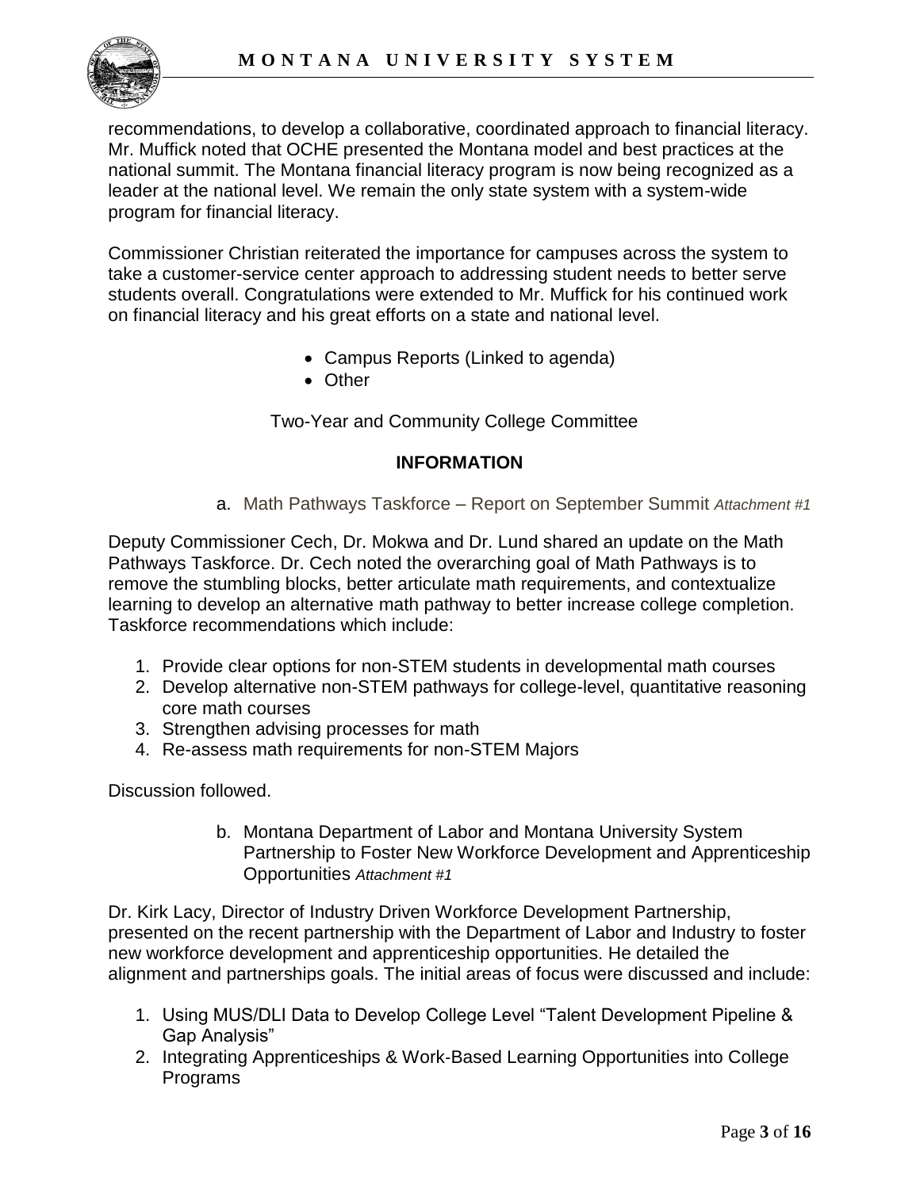recommendations, to develop a collaborative, coordinated approach to financial literacy. Mr. Muffick noted that OCHE presented the Montana model and best practices at the national summit. The Montana financial literacy program is now being recognized as a leader at the national level. We remain the only state system with a system-wide program for financial literacy.

Commissioner Christian reiterated the importance for campuses across the system to take a customer-service center approach to addressing student needs to better serve students overall. Congratulations were extended to Mr. Muffick for his continued work on financial literacy and his great efforts on a state and national level.

- Campus Reports (Linked to agenda)
- Other

Two-Year and Community College Committee

**INFORMATION**

a. Math Pathways Taskforce – Report on September Summit *Attachment #1*

Deputy Commissioner Cech, Dr. Mokwa and Dr. Lund shared an update on the Math Pathways Taskforce. Dr. Cech noted the overarching goal of Math Pathways is to remove the stumbling blocks, better articulate math requirements, and contextualize learning to develop an alternative math pathway to better increase college completion. Taskforce recommendations which include:

1. Provide clear options for non-STEM students in developmental math courses
2. Develop alternative non-STEM pathways for college-level, quantitative reasoning core math courses
3. Strengthen advising processes for math
4. Re-assess math requirements for non-STEM Majors

Discussion followed.

b. Montana Department of Labor and Montana University System Partnership to Foster New Workforce Development and Apprenticeship Opportunities *Attachment #1*

Dr. Kirk Lacy, Director of Industry Driven Workforce Development Partnership, presented on the recent partnership with the Department of Labor and Industry to foster new workforce development and apprenticeship opportunities. He detailed the alignment and partnerships goals. The initial areas of focus were discussed and include:

1. Using MUS/DLI Data to Develop College Level "Talent Development Pipeline & Gap Analysis"
2. Integrating Apprenticeships & Work-Based Learning Opportunities into College Programs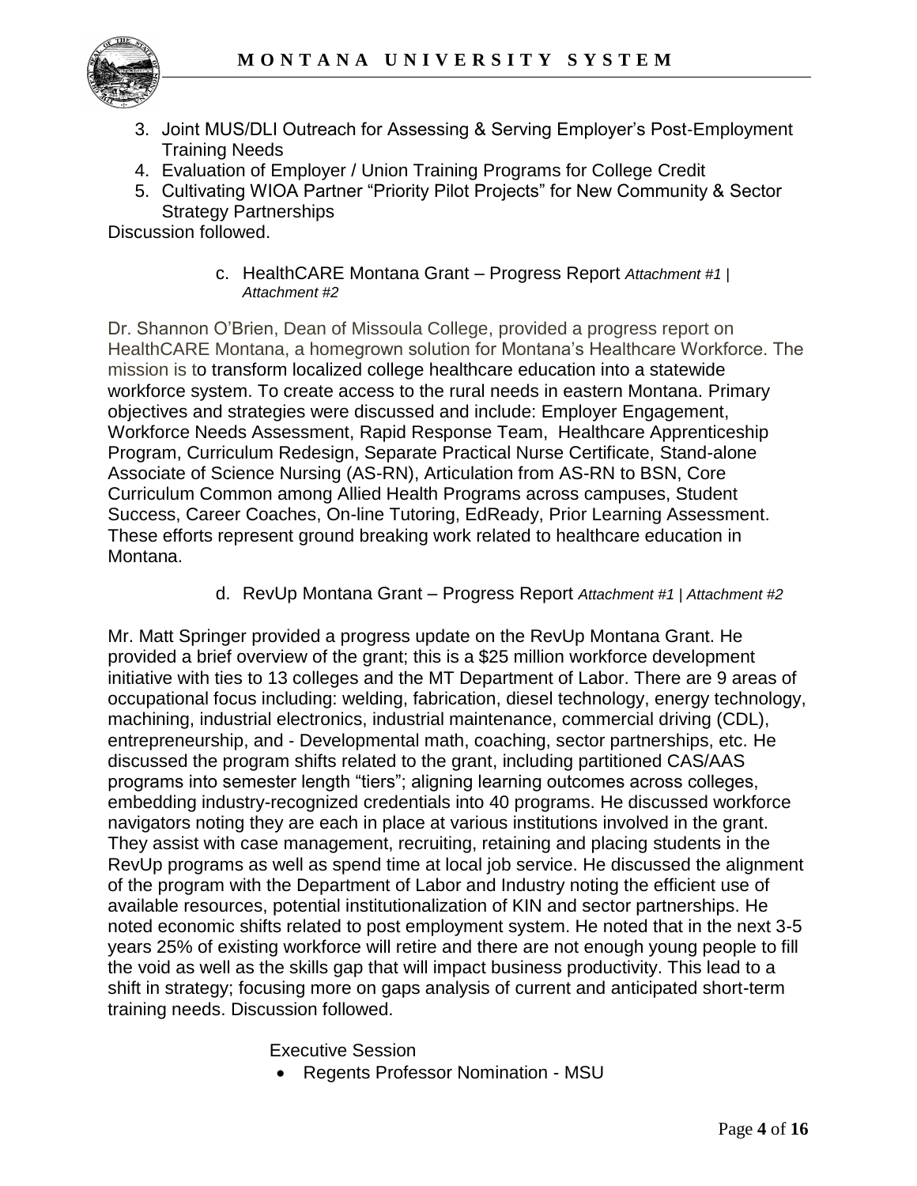3. Joint MUS/DLI Outreach for Assessing & Serving Employer's Post-Employment Training Needs
4. Evaluation of Employer / Union Training Programs for College Credit
5. Cultivating WIOA Partner "Priority Pilot Projects" for New Community & Sector Strategy Partnerships

Discussion followed.

c. HealthCARE Montana Grant – Progress Report *Attachment #1 | Attachment #2*

Dr. Shannon O'Brien, Dean of Missoula College, provided a progress report on HealthCARE Montana, a homegrown solution for Montana's Healthcare Workforce. The mission is to transform localized college healthcare education into a statewide workforce system. To create access to the rural needs in eastern Montana. Primary objectives and strategies were discussed and include: Employer Engagement, Workforce Needs Assessment, Rapid Response Team, Healthcare Apprenticeship Program, Curriculum Redesign, Separate Practical Nurse Certificate, Stand-alone Associate of Science Nursing (AS-RN), Articulation from AS-RN to BSN, Core Curriculum Common among Allied Health Programs across campuses, Student Success, Career Coaches, On-line Tutoring, EdReady, Prior Learning Assessment. These efforts represent ground breaking work related to healthcare education in Montana.

d. RevUp Montana Grant – Progress Report *Attachment #1 | Attachment #2*

Mr. Matt Springer provided a progress update on the RevUp Montana Grant. He provided a brief overview of the grant; this is a $25 million workforce development initiative with ties to 13 colleges and the MT Department of Labor. There are 9 areas of occupational focus including: welding, fabrication, diesel technology, energy technology, machining, industrial electronics, industrial maintenance, commercial driving (CDL), entrepreneurship, and - Developmental math, coaching, sector partnerships, etc. He discussed the program shifts related to the grant, including partitioned CAS/AAS programs into semester length "tiers"; aligning learning outcomes across colleges, embedding industry-recognized credentials into 40 programs. He discussed workforce navigators noting they are each in place at various institutions involved in the grant. They assist with case management, recruiting, retaining and placing students in the RevUp programs as well as spend time at local job service. He discussed the alignment of the program with the Department of Labor and Industry noting the efficient use of available resources, potential institutionalization of KIN and sector partnerships. He noted economic shifts related to post employment system. He noted that in the next 3-5 years 25% of existing workforce will retire and there are not enough young people to fill the void as well as the skills gap that will impact business productivity. This lead to a shift in strategy; focusing more on gaps analysis of current and anticipated short-term training needs. Discussion followed.

Executive Session

- Regents Professor Nomination - MSU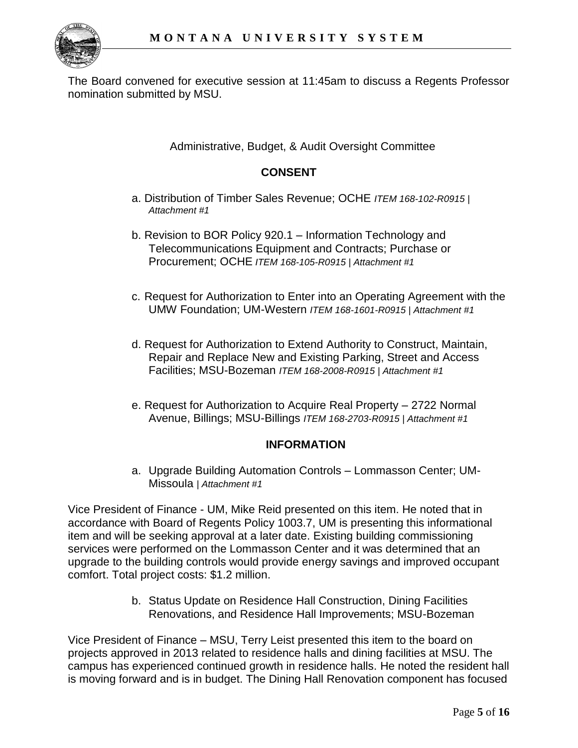The Board convened for executive session at 11:45am to discuss a Regents Professor nomination submitted by MSU.

Administrative, Budget, & Audit Oversight Committee

**CONSENT**

a. Distribution of Timber Sales Revenue; OCHE *ITEM 168-102-R0915 | Attachment #1*

b. Revision to BOR Policy 920.1 – Information Technology and Telecommunications Equipment and Contracts; Purchase or Procurement; OCHE *ITEM 168-105-R0915 | Attachment #1*

c. Request for Authorization to Enter into an Operating Agreement with the UMW Foundation; UM-Western *ITEM 168-1601-R0915 | Attachment #1*

d. Request for Authorization to Extend Authority to Construct, Maintain, Repair and Replace New and Existing Parking, Street and Access Facilities; MSU-Bozeman *ITEM 168-2008-R0915 | Attachment #1*

e. Request for Authorization to Acquire Real Property – 2722 Normal Avenue, Billings; MSU-Billings *ITEM 168-2703-R0915 | Attachment #1*

**INFORMATION**

a. Upgrade Building Automation Controls – Lommasson Center; UM-Missoula *| Attachment #1*

Vice President of Finance - UM, Mike Reid presented on this item. He noted that in accordance with Board of Regents Policy 1003.7, UM is presenting this informational item and will be seeking approval at a later date. Existing building commissioning services were performed on the Lommasson Center and it was determined that an upgrade to the building controls would provide energy savings and improved occupant comfort. Total project costs: $1.2 million.

b. Status Update on Residence Hall Construction, Dining Facilities Renovations, and Residence Hall Improvements; MSU-Bozeman

Vice President of Finance – MSU, Terry Leist presented this item to the board on projects approved in 2013 related to residence halls and dining facilities at MSU. The campus has experienced continued growth in residence halls. He noted the resident hall is moving forward and is in budget. The Dining Hall Renovation component has focused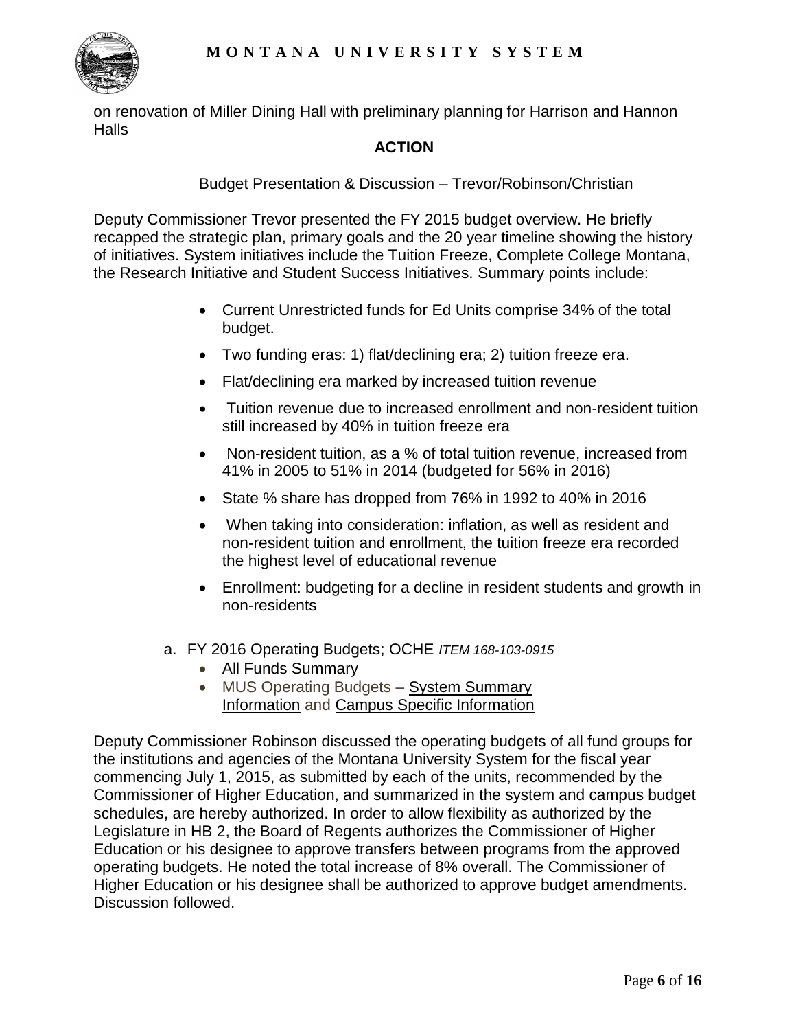on renovation of Miller Dining Hall with preliminary planning for Harrison and Hannon Halls

**ACTION**

Budget Presentation & Discussion – Trevor/Robinson/Christian

Deputy Commissioner Trevor presented the FY 2015 budget overview. He briefly recapped the strategic plan, primary goals and the 20 year timeline showing the history of initiatives. System initiatives include the Tuition Freeze, Complete College Montana, the Research Initiative and Student Success Initiatives. Summary points include:

- Current Unrestricted funds for Ed Units comprise 34% of the total budget.
- Two funding eras: 1) flat/declining era; 2) tuition freeze era.
- Flat/declining era marked by increased tuition revenue
- Tuition revenue due to increased enrollment and non-resident tuition still increased by 40% in tuition freeze era
- Non-resident tuition, as a % of total tuition revenue, increased from 41% in 2005 to 51% in 2014 (budgeted for 56% in 2016)
- State % share has dropped from 76% in 1992 to 40% in 2016
- When taking into consideration: inflation, as well as resident and non-resident tuition and enrollment, the tuition freeze era recorded the highest level of educational revenue
- Enrollment: budgeting for a decline in resident students and growth in non-residents

a. FY 2016 Operating Budgets; OCHE *ITEM 168-103-0915*
   - All Funds Summary
   - MUS Operating Budgets – System Summary Information and Campus Specific Information

Deputy Commissioner Robinson discussed the operating budgets of all fund groups for the institutions and agencies of the Montana University System for the fiscal year commencing July 1, 2015, as submitted by each of the units, recommended by the Commissioner of Higher Education, and summarized in the system and campus budget schedules, are hereby authorized. In order to allow flexibility as authorized by the Legislature in HB 2, the Board of Regents authorizes the Commissioner of Higher Education or his designee to approve transfers between programs from the approved operating budgets. He noted the total increase of 8% overall. The Commissioner of Higher Education or his designee shall be authorized to approve budget amendments. Discussion followed.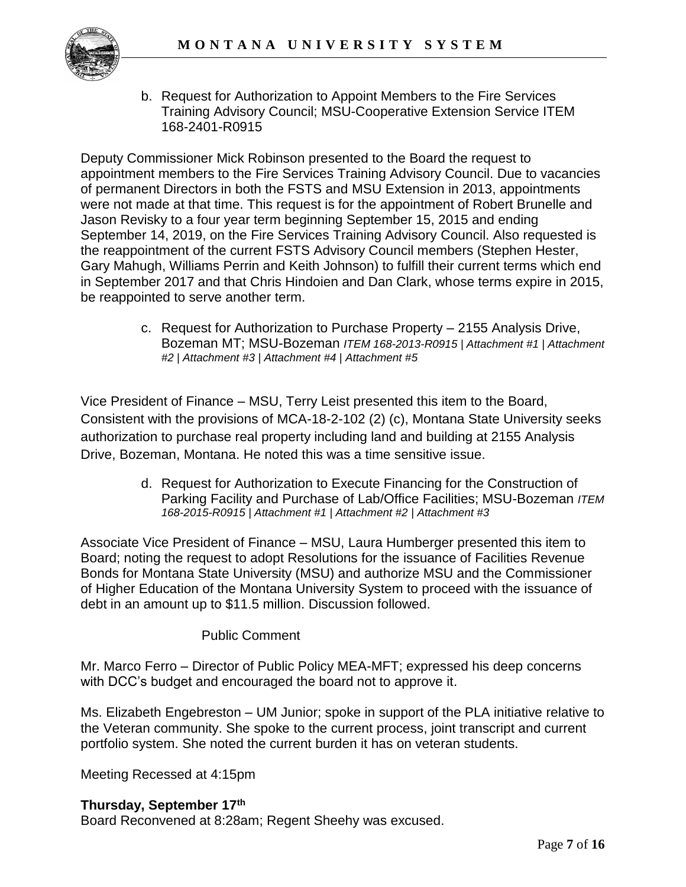b. Request for Authorization to Appoint Members to the Fire Services Training Advisory Council; MSU-Cooperative Extension Service ITEM 168-2401-R0915

Deputy Commissioner Mick Robinson presented to the Board the request to appointment members to the Fire Services Training Advisory Council. Due to vacancies of permanent Directors in both the FSTS and MSU Extension in 2013, appointments were not made at that time. This request is for the appointment of Robert Brunelle and Jason Revisky to a four year term beginning September 15, 2015 and ending September 14, 2019, on the Fire Services Training Advisory Council. Also requested is the reappointment of the current FSTS Advisory Council members (Stephen Hester, Gary Mahugh, Williams Perrin and Keith Johnson) to fulfill their current terms which end in September 2017 and that Chris Hindoien and Dan Clark, whose terms expire in 2015, be reappointed to serve another term.

c. Request for Authorization to Purchase Property – 2155 Analysis Drive, Bozeman MT; MSU-Bozeman *ITEM 168-2013-R0915 | Attachment #1 | Attachment #2 | Attachment #3 | Attachment #4 | Attachment #5*

Vice President of Finance – MSU, Terry Leist presented this item to the Board, Consistent with the provisions of MCA-18-2-102 (2) (c), Montana State University seeks authorization to purchase real property including land and building at 2155 Analysis Drive, Bozeman, Montana. He noted this was a time sensitive issue.

d. Request for Authorization to Execute Financing for the Construction of Parking Facility and Purchase of Lab/Office Facilities; MSU-Bozeman *ITEM 168-2015-R0915 | Attachment #1 | Attachment #2 | Attachment #3*

Associate Vice President of Finance – MSU, Laura Humberger presented this item to Board; noting the request to adopt Resolutions for the issuance of Facilities Revenue Bonds for Montana State University (MSU) and authorize MSU and the Commissioner of Higher Education of the Montana University System to proceed with the issuance of debt in an amount up to $11.5 million. Discussion followed.

Public Comment

Mr. Marco Ferro – Director of Public Policy MEA-MFT; expressed his deep concerns with DCC's budget and encouraged the board not to approve it.

Ms. Elizabeth Engebreston – UM Junior; spoke in support of the PLA initiative relative to the Veteran community. She spoke to the current process, joint transcript and current portfolio system. She noted the current burden it has on veteran students.

Meeting Recessed at 4:15pm

**Thursday, September 17th**

Board Reconvened at 8:28am; Regent Sheehy was excused.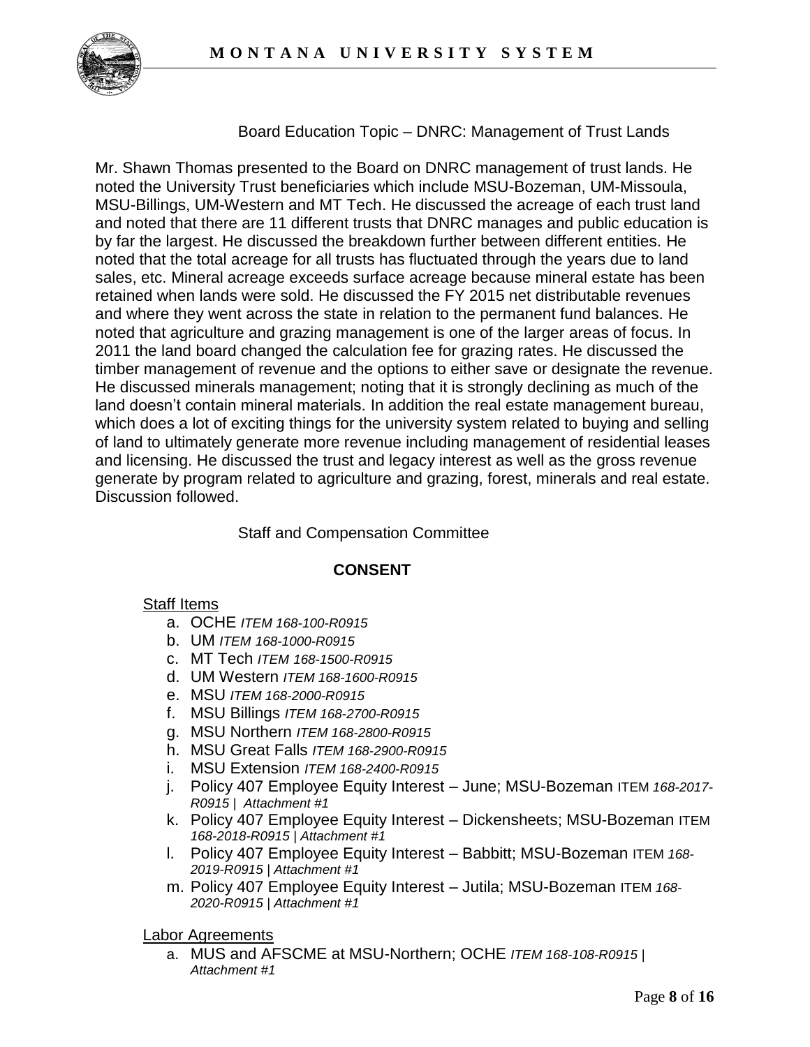Board Education Topic – DNRC: Management of Trust Lands

Mr. Shawn Thomas presented to the Board on DNRC management of trust lands. He noted the University Trust beneficiaries which include MSU-Bozeman, UM-Missoula, MSU-Billings, UM-Western and MT Tech. He discussed the acreage of each trust land and noted that there are 11 different trusts that DNRC manages and public education is by far the largest. He discussed the breakdown further between different entities. He noted that the total acreage for all trusts has fluctuated through the years due to land sales, etc. Mineral acreage exceeds surface acreage because mineral estate has been retained when lands were sold. He discussed the FY 2015 net distributable revenues and where they went across the state in relation to the permanent fund balances. He noted that agriculture and grazing management is one of the larger areas of focus. In 2011 the land board changed the calculation fee for grazing rates. He discussed the timber management of revenue and the options to either save or designate the revenue. He discussed minerals management; noting that it is strongly declining as much of the land doesn't contain mineral materials. In addition the real estate management bureau, which does a lot of exciting things for the university system related to buying and selling of land to ultimately generate more revenue including management of residential leases and licensing. He discussed the trust and legacy interest as well as the gross revenue generate by program related to agriculture and grazing, forest, minerals and real estate. Discussion followed.

Staff and Compensation Committee

**CONSENT**

Staff Items

a. OCHE *ITEM 168-100-R0915*
b. UM *ITEM 168-1000-R0915*
c. MT Tech *ITEM 168-1500-R0915*
d. UM Western *ITEM 168-1600-R0915*
e. MSU *ITEM 168-2000-R0915*
f. MSU Billings *ITEM 168-2700-R0915*
g. MSU Northern *ITEM 168-2800-R0915*
h. MSU Great Falls *ITEM 168-2900-R0915*
i. MSU Extension *ITEM 168-2400-R0915*
j. Policy 407 Employee Equity Interest – June; MSU-Bozeman ITEM *168-2017-R0915 | Attachment #1*
k. Policy 407 Employee Equity Interest – Dickensheets; MSU-Bozeman ITEM *168-2018-R0915 | Attachment #1*
l. Policy 407 Employee Equity Interest – Babbitt; MSU-Bozeman ITEM *168-2019-R0915 | Attachment #1*
m. Policy 407 Employee Equity Interest – Jutila; MSU-Bozeman ITEM *168-2020-R0915 | Attachment #1*

Labor Agreements

a. MUS and AFSCME at MSU-Northern; OCHE *ITEM 168-108-R0915 | Attachment #1*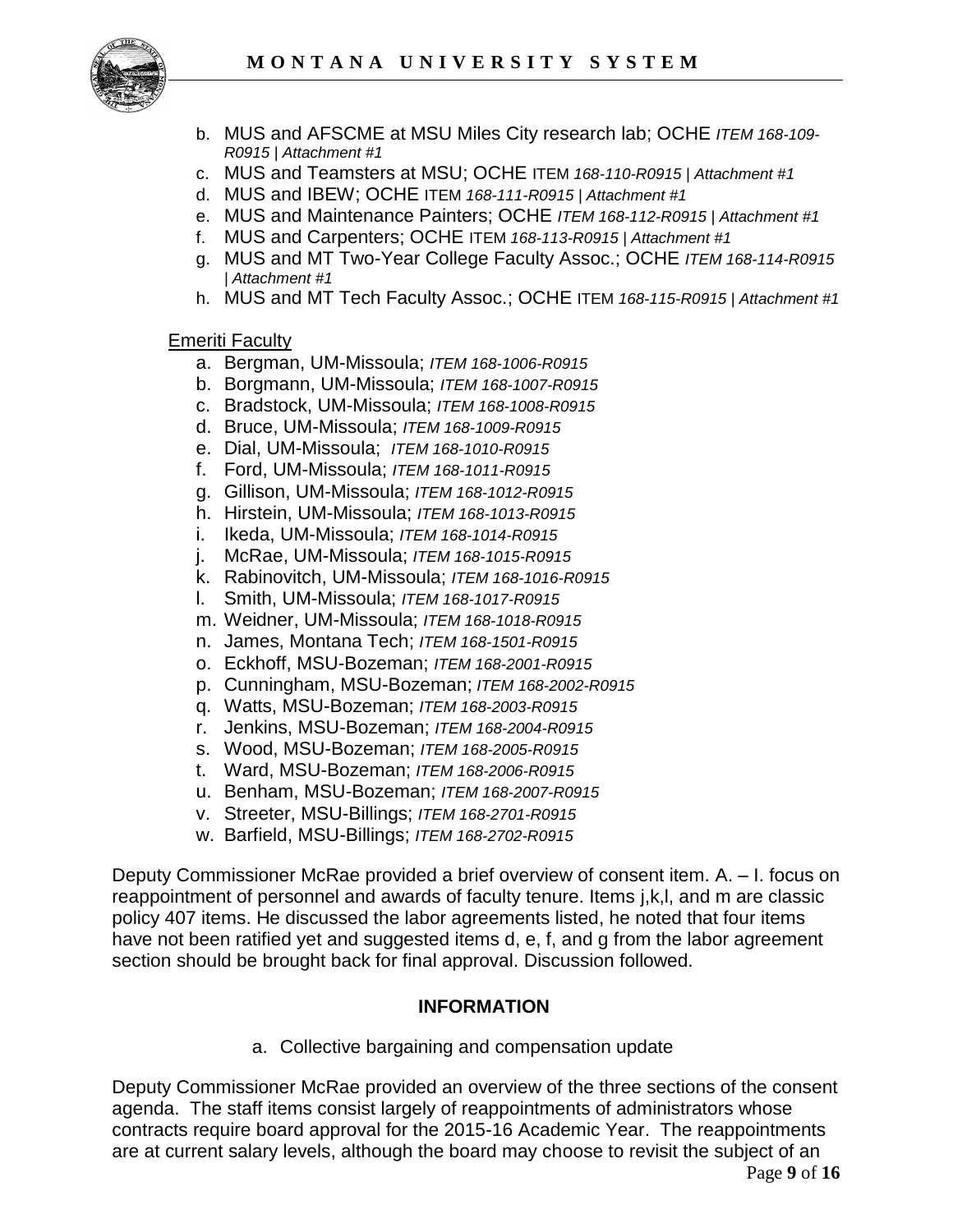b. MUS and AFSCME at MSU Miles City research lab; OCHE *ITEM 168-109-R0915 | Attachment #1*
c. MUS and Teamsters at MSU; OCHE ITEM *168-110-R0915 | Attachment #1*
d. MUS and IBEW; OCHE ITEM *168-111-R0915 | Attachment #1*
e. MUS and Maintenance Painters; OCHE *ITEM 168-112-R0915 | Attachment #1*
f. MUS and Carpenters; OCHE ITEM *168-113-R0915 | Attachment #1*
g. MUS and MT Two-Year College Faculty Assoc.; OCHE *ITEM 168-114-R0915 | Attachment #1*
h. MUS and MT Tech Faculty Assoc.; OCHE ITEM *168-115-R0915 | Attachment #1*

Emeriti Faculty

a. Bergman, UM-Missoula; *ITEM 168-1006-R0915*
b. Borgmann, UM-Missoula; *ITEM 168-1007-R0915*
c. Bradstock, UM-Missoula; *ITEM 168-1008-R0915*
d. Bruce, UM-Missoula; *ITEM 168-1009-R0915*
e. Dial, UM-Missoula; *ITEM 168-1010-R0915*
f. Ford, UM-Missoula; *ITEM 168-1011-R0915*
g. Gillison, UM-Missoula; *ITEM 168-1012-R0915*
h. Hirstein, UM-Missoula; *ITEM 168-1013-R0915*
i. Ikeda, UM-Missoula; *ITEM 168-1014-R0915*
j. McRae, UM-Missoula; *ITEM 168-1015-R0915*
k. Rabinovitch, UM-Missoula; *ITEM 168-1016-R0915*
l. Smith, UM-Missoula; *ITEM 168-1017-R0915*
m. Weidner, UM-Missoula; *ITEM 168-1018-R0915*
n. James, Montana Tech; *ITEM 168-1501-R0915*
o. Eckhoff, MSU-Bozeman; *ITEM 168-2001-R0915*
p. Cunningham, MSU-Bozeman; *ITEM 168-2002-R0915*
q. Watts, MSU-Bozeman; *ITEM 168-2003-R0915*
r. Jenkins, MSU-Bozeman; *ITEM 168-2004-R0915*
s. Wood, MSU-Bozeman; *ITEM 168-2005-R0915*
t. Ward, MSU-Bozeman; *ITEM 168-2006-R0915*
u. Benham, MSU-Bozeman; *ITEM 168-2007-R0915*
v. Streeter, MSU-Billings; *ITEM 168-2701-R0915*
w. Barfield, MSU-Billings; *ITEM 168-2702-R0915*

Deputy Commissioner McRae provided a brief overview of consent item. A. – I. focus on reappointment of personnel and awards of faculty tenure. Items j,k,l, and m are classic policy 407 items. He discussed the labor agreements listed, he noted that four items have not been ratified yet and suggested items d, e, f, and g from the labor agreement section should be brought back for final approval. Discussion followed.

**INFORMATION**

a. Collective bargaining and compensation update

Deputy Commissioner McRae provided an overview of the three sections of the consent agenda. The staff items consist largely of reappointments of administrators whose contracts require board approval for the 2015-16 Academic Year. The reappointments are at current salary levels, although the board may choose to revisit the subject of an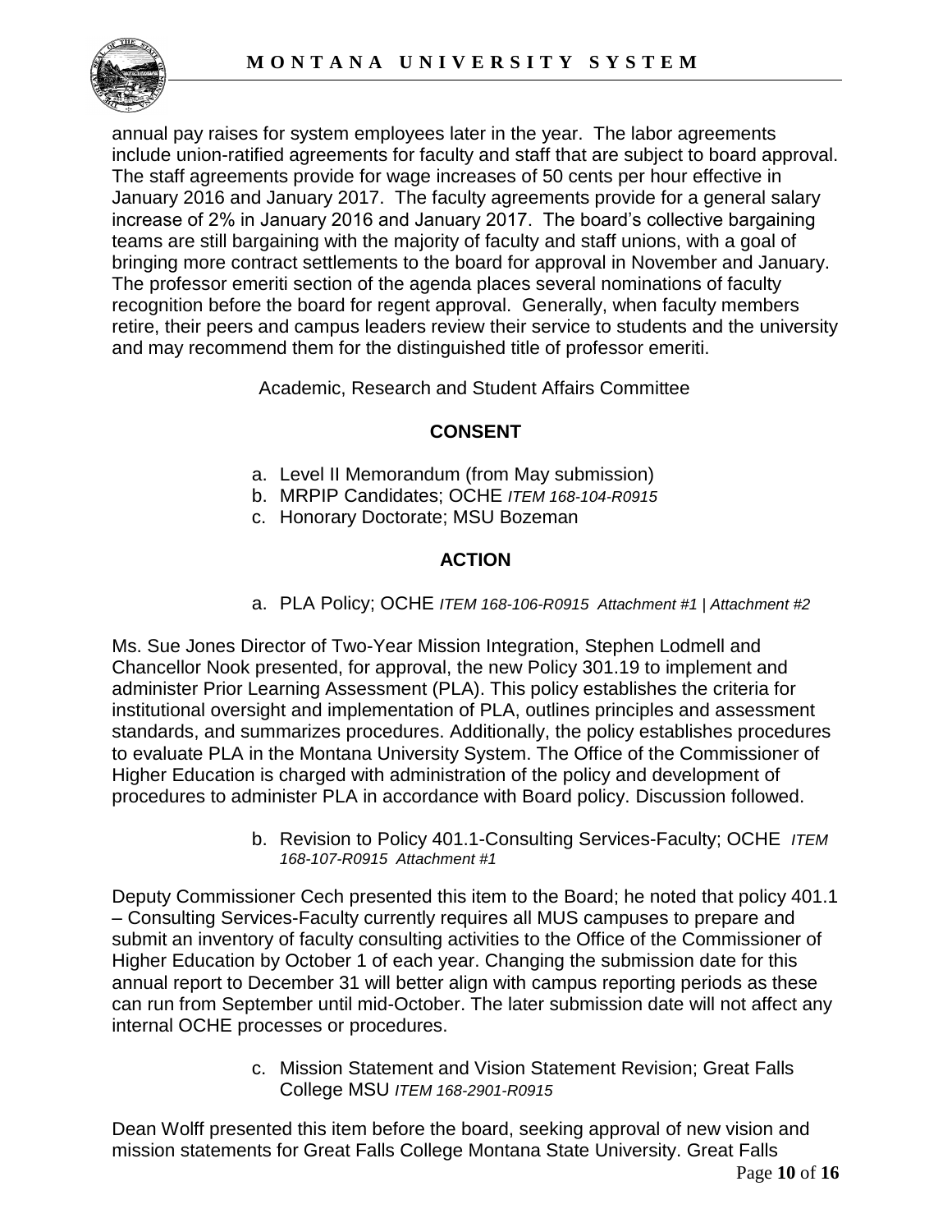annual pay raises for system employees later in the year. The labor agreements include union-ratified agreements for faculty and staff that are subject to board approval. The staff agreements provide for wage increases of 50 cents per hour effective in January 2016 and January 2017. The faculty agreements provide for a general salary increase of 2% in January 2016 and January 2017. The board's collective bargaining teams are still bargaining with the majority of faculty and staff unions, with a goal of bringing more contract settlements to the board for approval in November and January. The professor emeriti section of the agenda places several nominations of faculty recognition before the board for regent approval. Generally, when faculty members retire, their peers and campus leaders review their service to students and the university and may recommend them for the distinguished title of professor emeriti.

Academic, Research and Student Affairs Committee

**CONSENT**

a. Level II Memorandum (from May submission)
b. MRPIP Candidates; OCHE *ITEM 168-104-R0915*
c. Honorary Doctorate; MSU Bozeman

**ACTION**

a. PLA Policy; OCHE *ITEM 168-106-R0915 Attachment #1 | Attachment #2*

Ms. Sue Jones Director of Two-Year Mission Integration, Stephen Lodmell and Chancellor Nook presented, for approval, the new Policy 301.19 to implement and administer Prior Learning Assessment (PLA). This policy establishes the criteria for institutional oversight and implementation of PLA, outlines principles and assessment standards, and summarizes procedures. Additionally, the policy establishes procedures to evaluate PLA in the Montana University System. The Office of the Commissioner of Higher Education is charged with administration of the policy and development of procedures to administer PLA in accordance with Board policy. Discussion followed.

b. Revision to Policy 401.1-Consulting Services-Faculty; OCHE *ITEM 168-107-R0915 Attachment #1*

Deputy Commissioner Cech presented this item to the Board; he noted that policy 401.1 – Consulting Services-Faculty currently requires all MUS campuses to prepare and submit an inventory of faculty consulting activities to the Office of the Commissioner of Higher Education by October 1 of each year. Changing the submission date for this annual report to December 31 will better align with campus reporting periods as these can run from September until mid-October. The later submission date will not affect any internal OCHE processes or procedures.

c. Mission Statement and Vision Statement Revision; Great Falls College MSU *ITEM 168-2901-R0915*

Dean Wolff presented this item before the board, seeking approval of new vision and mission statements for Great Falls College Montana State University. Great Falls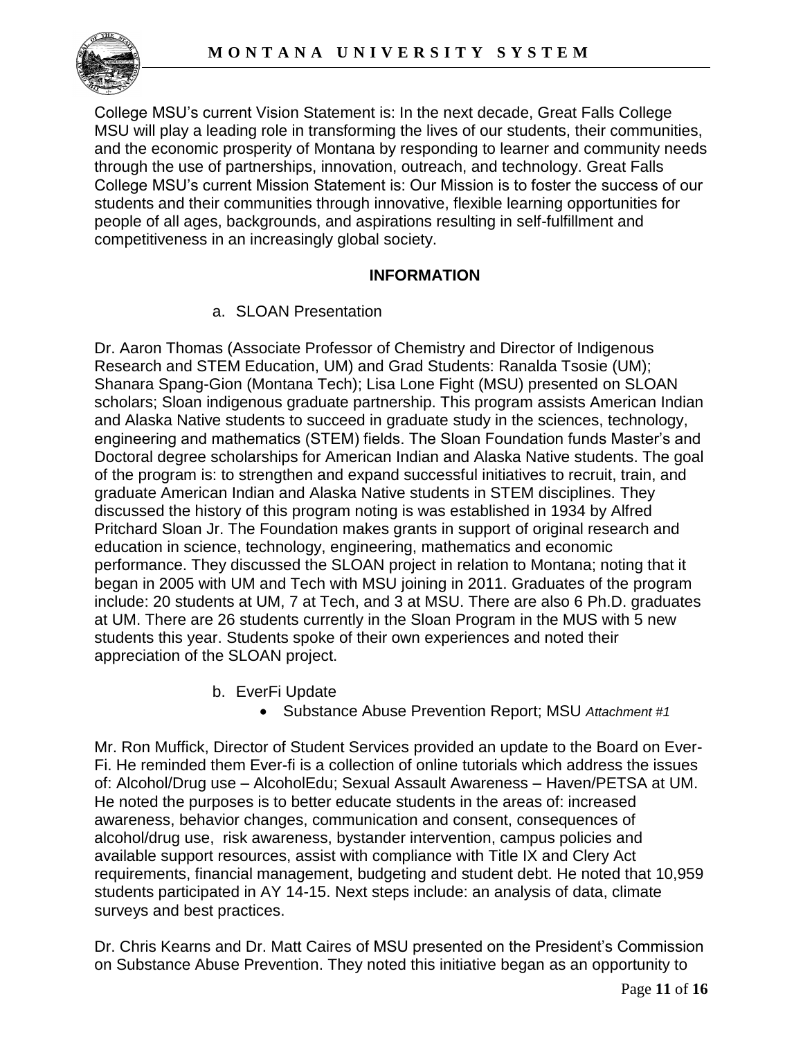College MSU's current Vision Statement is: In the next decade, Great Falls College MSU will play a leading role in transforming the lives of our students, their communities, and the economic prosperity of Montana by responding to learner and community needs through the use of partnerships, innovation, outreach, and technology. Great Falls College MSU's current Mission Statement is: Our Mission is to foster the success of our students and their communities through innovative, flexible learning opportunities for people of all ages, backgrounds, and aspirations resulting in self-fulfillment and competitiveness in an increasingly global society.

**INFORMATION**

a. SLOAN Presentation

Dr. Aaron Thomas (Associate Professor of Chemistry and Director of Indigenous Research and STEM Education, UM) and Grad Students: Ranalda Tsosie (UM); Shanara Spang-Gion (Montana Tech); Lisa Lone Fight (MSU) presented on SLOAN scholars; Sloan indigenous graduate partnership. This program assists American Indian and Alaska Native students to succeed in graduate study in the sciences, technology, engineering and mathematics (STEM) fields. The Sloan Foundation funds Master's and Doctoral degree scholarships for American Indian and Alaska Native students. The goal of the program is: to strengthen and expand successful initiatives to recruit, train, and graduate American Indian and Alaska Native students in STEM disciplines. They discussed the history of this program noting is was established in 1934 by Alfred Pritchard Sloan Jr. The Foundation makes grants in support of original research and education in science, technology, engineering, mathematics and economic performance. They discussed the SLOAN project in relation to Montana; noting that it began in 2005 with UM and Tech with MSU joining in 2011. Graduates of the program include: 20 students at UM, 7 at Tech, and 3 at MSU. There are also 6 Ph.D. graduates at UM. There are 26 students currently in the Sloan Program in the MUS with 5 new students this year. Students spoke of their own experiences and noted their appreciation of the SLOAN project.

b. EverFi Update
- Substance Abuse Prevention Report; MSU *Attachment #1*

Mr. Ron Muffick, Director of Student Services provided an update to the Board on Ever-Fi. He reminded them Ever-fi is a collection of online tutorials which address the issues of: Alcohol/Drug use – AlcoholEdu; Sexual Assault Awareness – Haven/PETSA at UM. He noted the purposes is to better educate students in the areas of: increased awareness, behavior changes, communication and consent, consequences of alcohol/drug use, risk awareness, bystander intervention, campus policies and available support resources, assist with compliance with Title IX and Clery Act requirements, financial management, budgeting and student debt. He noted that 10,959 students participated in AY 14-15. Next steps include: an analysis of data, climate surveys and best practices.

Dr. Chris Kearns and Dr. Matt Caires of MSU presented on the President's Commission on Substance Abuse Prevention. They noted this initiative began as an opportunity to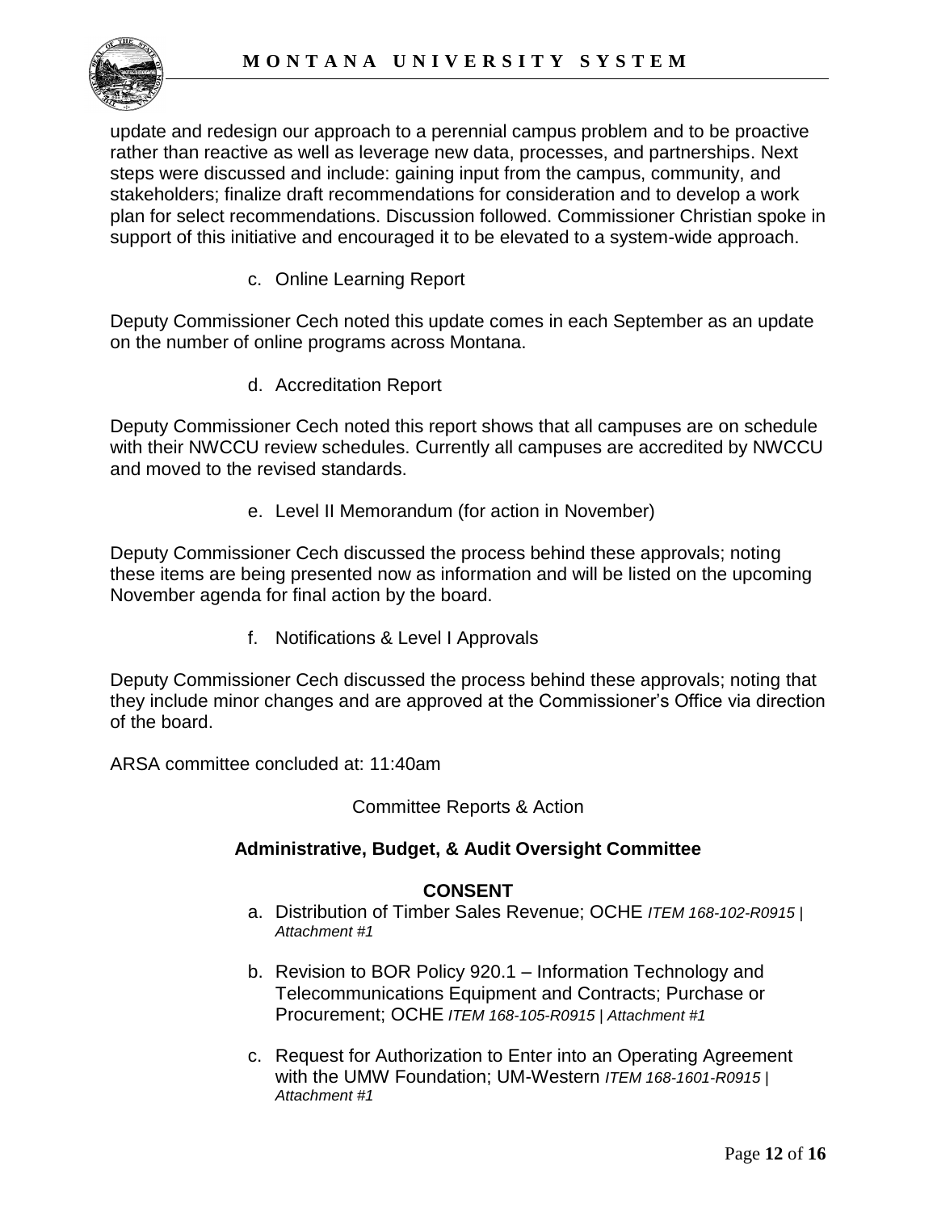update and redesign our approach to a perennial campus problem and to be proactive rather than reactive as well as leverage new data, processes, and partnerships. Next steps were discussed and include: gaining input from the campus, community, and stakeholders; finalize draft recommendations for consideration and to develop a work plan for select recommendations. Discussion followed. Commissioner Christian spoke in support of this initiative and encouraged it to be elevated to a system-wide approach.

c. Online Learning Report

Deputy Commissioner Cech noted this update comes in each September as an update on the number of online programs across Montana.

d. Accreditation Report

Deputy Commissioner Cech noted this report shows that all campuses are on schedule with their NWCCU review schedules. Currently all campuses are accredited by NWCCU and moved to the revised standards.

e. Level II Memorandum (for action in November)

Deputy Commissioner Cech discussed the process behind these approvals; noting these items are being presented now as information and will be listed on the upcoming November agenda for final action by the board.

f. Notifications & Level I Approvals

Deputy Commissioner Cech discussed the process behind these approvals; noting that they include minor changes and are approved at the Commissioner's Office via direction of the board.

ARSA committee concluded at: 11:40am

Committee Reports & Action

**Administrative, Budget, & Audit Oversight Committee**

**CONSENT**

a. Distribution of Timber Sales Revenue; OCHE *ITEM 168-102-R0915 | Attachment #1*

b. Revision to BOR Policy 920.1 – Information Technology and Telecommunications Equipment and Contracts; Purchase or Procurement; OCHE *ITEM 168-105-R0915 | Attachment #1*

c. Request for Authorization to Enter into an Operating Agreement with the UMW Foundation; UM-Western *ITEM 168-1601-R0915 | Attachment #1*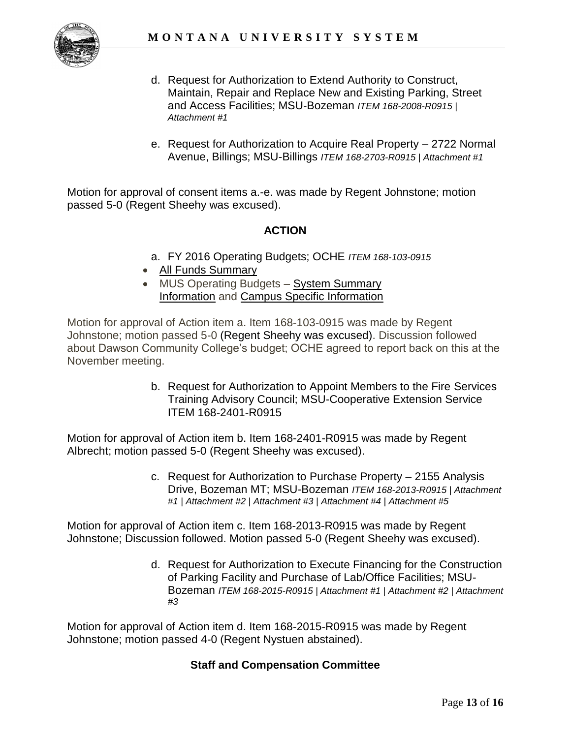d. Request for Authorization to Extend Authority to Construct, Maintain, Repair and Replace New and Existing Parking, Street and Access Facilities; MSU-Bozeman *ITEM 168-2008-R0915 | Attachment #1*

e. Request for Authorization to Acquire Real Property – 2722 Normal Avenue, Billings; MSU-Billings *ITEM 168-2703-R0915 | Attachment #1*

Motion for approval of consent items a.-e. was made by Regent Johnstone; motion passed 5-0 (Regent Sheehy was excused).

**ACTION**

a. FY 2016 Operating Budgets; OCHE *ITEM 168-103-0915*

- All Funds Summary
- MUS Operating Budgets – System Summary Information and Campus Specific Information

Motion for approval of Action item a. Item 168-103-0915 was made by Regent Johnstone; motion passed 5-0 (Regent Sheehy was excused). Discussion followed about Dawson Community College's budget; OCHE agreed to report back on this at the November meeting.

b. Request for Authorization to Appoint Members to the Fire Services Training Advisory Council; MSU-Cooperative Extension Service ITEM 168-2401-R0915

Motion for approval of Action item b. Item 168-2401-R0915 was made by Regent Albrecht; motion passed 5-0 (Regent Sheehy was excused).

c. Request for Authorization to Purchase Property – 2155 Analysis Drive, Bozeman MT; MSU-Bozeman *ITEM 168-2013-R0915 | Attachment #1 | Attachment #2 | Attachment #3 | Attachment #4 | Attachment #5*

Motion for approval of Action item c. Item 168-2013-R0915 was made by Regent Johnstone; Discussion followed. Motion passed 5-0 (Regent Sheehy was excused).

d. Request for Authorization to Execute Financing for the Construction of Parking Facility and Purchase of Lab/Office Facilities; MSU-Bozeman *ITEM 168-2015-R0915 | Attachment #1 | Attachment #2 | Attachment #3*

Motion for approval of Action item d. Item 168-2015-R0915 was made by Regent Johnstone; motion passed 4-0 (Regent Nystuen abstained).

**Staff and Compensation Committee**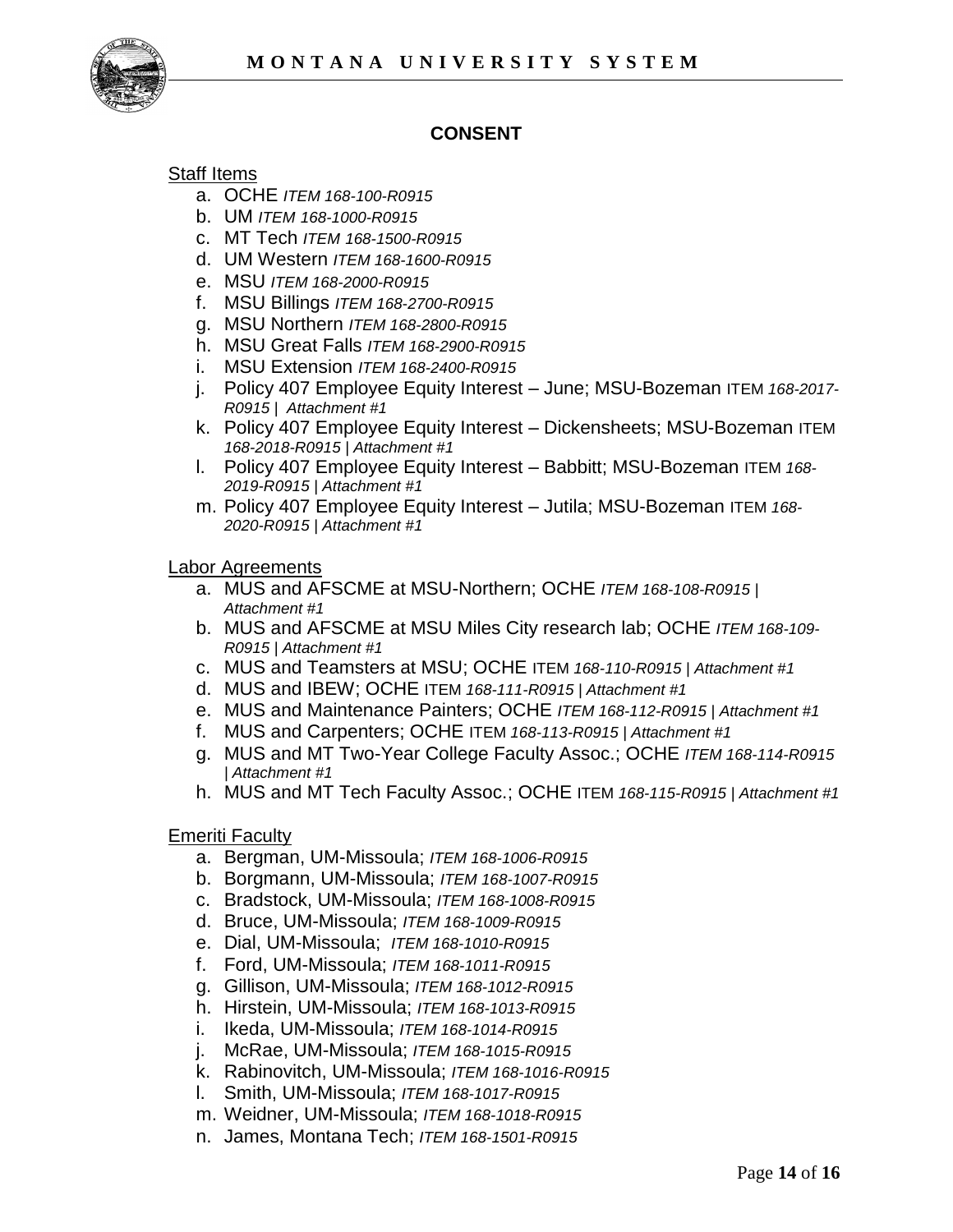## CONSENT

Staff Items

a. OCHE *ITEM 168-100-R0915*
b. UM *ITEM 168-1000-R0915*
c. MT Tech *ITEM 168-1500-R0915*
d. UM Western *ITEM 168-1600-R0915*
e. MSU *ITEM 168-2000-R0915*
f. MSU Billings *ITEM 168-2700-R0915*
g. MSU Northern *ITEM 168-2800-R0915*
h. MSU Great Falls *ITEM 168-2900-R0915*
i. MSU Extension *ITEM 168-2400-R0915*
j. Policy 407 Employee Equity Interest – June; MSU-Bozeman ITEM *168-2017-R0915 | Attachment #1*
k. Policy 407 Employee Equity Interest – Dickensheets; MSU-Bozeman ITEM *168-2018-R0915 | Attachment #1*
l. Policy 407 Employee Equity Interest – Babbitt; MSU-Bozeman ITEM *168-2019-R0915 | Attachment #1*
m. Policy 407 Employee Equity Interest – Jutila; MSU-Bozeman ITEM *168-2020-R0915 | Attachment #1*

Labor Agreements

a. MUS and AFSCME at MSU-Northern; OCHE *ITEM 168-108-R0915 | Attachment #1*
b. MUS and AFSCME at MSU Miles City research lab; OCHE *ITEM 168-109-R0915 | Attachment #1*
c. MUS and Teamsters at MSU; OCHE ITEM *168-110-R0915 | Attachment #1*
d. MUS and IBEW; OCHE ITEM *168-111-R0915 | Attachment #1*
e. MUS and Maintenance Painters; OCHE *ITEM 168-112-R0915 | Attachment #1*
f. MUS and Carpenters; OCHE ITEM *168-113-R0915 | Attachment #1*
g. MUS and MT Two-Year College Faculty Assoc.; OCHE *ITEM 168-114-R0915 | Attachment #1*
h. MUS and MT Tech Faculty Assoc.; OCHE ITEM *168-115-R0915 | Attachment #1*

Emeriti Faculty

a. Bergman, UM-Missoula; *ITEM 168-1006-R0915*
b. Borgmann, UM-Missoula; *ITEM 168-1007-R0915*
c. Bradstock, UM-Missoula; *ITEM 168-1008-R0915*
d. Bruce, UM-Missoula; *ITEM 168-1009-R0915*
e. Dial, UM-Missoula; *ITEM 168-1010-R0915*
f. Ford, UM-Missoula; *ITEM 168-1011-R0915*
g. Gillison, UM-Missoula; *ITEM 168-1012-R0915*
h. Hirstein, UM-Missoula; *ITEM 168-1013-R0915*
i. Ikeda, UM-Missoula; *ITEM 168-1014-R0915*
j. McRae, UM-Missoula; *ITEM 168-1015-R0915*
k. Rabinovitch, UM-Missoula; *ITEM 168-1016-R0915*
l. Smith, UM-Missoula; *ITEM 168-1017-R0915*
m. Weidner, UM-Missoula; *ITEM 168-1018-R0915*
n. James, Montana Tech; *ITEM 168-1501-R0915*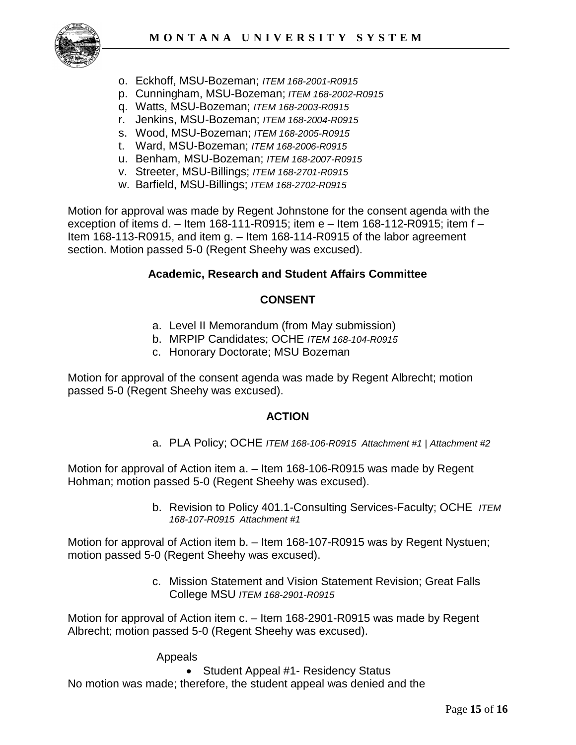o. Eckhoff, MSU-Bozeman; *ITEM 168-2001-R0915*
p. Cunningham, MSU-Bozeman; *ITEM 168-2002-R0915*
q. Watts, MSU-Bozeman; *ITEM 168-2003-R0915*
r. Jenkins, MSU-Bozeman; *ITEM 168-2004-R0915*
s. Wood, MSU-Bozeman; *ITEM 168-2005-R0915*
t. Ward, MSU-Bozeman; *ITEM 168-2006-R0915*
u. Benham, MSU-Bozeman; *ITEM 168-2007-R0915*
v. Streeter, MSU-Billings; *ITEM 168-2701-R0915*
w. Barfield, MSU-Billings; *ITEM 168-2702-R0915*

Motion for approval was made by Regent Johnstone for the consent agenda with the exception of items d. – Item 168-111-R0915; item e – Item 168-112-R0915; item f – Item 168-113-R0915, and item g. – Item 168-114-R0915 of the labor agreement section. Motion passed 5-0 (Regent Sheehy was excused).

### Academic, Research and Student Affairs Committee

#### CONSENT

a. Level II Memorandum (from May submission)
b. MRPIP Candidates; OCHE *ITEM 168-104-R0915*
c. Honorary Doctorate; MSU Bozeman

Motion for approval of the consent agenda was made by Regent Albrecht; motion passed 5-0 (Regent Sheehy was excused).

#### ACTION

a. PLA Policy; OCHE *ITEM 168-106-R0915 Attachment #1 | Attachment #2*

Motion for approval of Action item a. – Item 168-106-R0915 was made by Regent Hohman; motion passed 5-0 (Regent Sheehy was excused).

b. Revision to Policy 401.1-Consulting Services-Faculty; OCHE *ITEM 168-107-R0915 Attachment #1*

Motion for approval of Action item b. – Item 168-107-R0915 was by Regent Nystuen; motion passed 5-0 (Regent Sheehy was excused).

c. Mission Statement and Vision Statement Revision; Great Falls College MSU *ITEM 168-2901-R0915*

Motion for approval of Action item c. – Item 168-2901-R0915 was made by Regent Albrecht; motion passed 5-0 (Regent Sheehy was excused).

Appeals

- Student Appeal #1- Residency Status

No motion was made; therefore, the student appeal was denied and the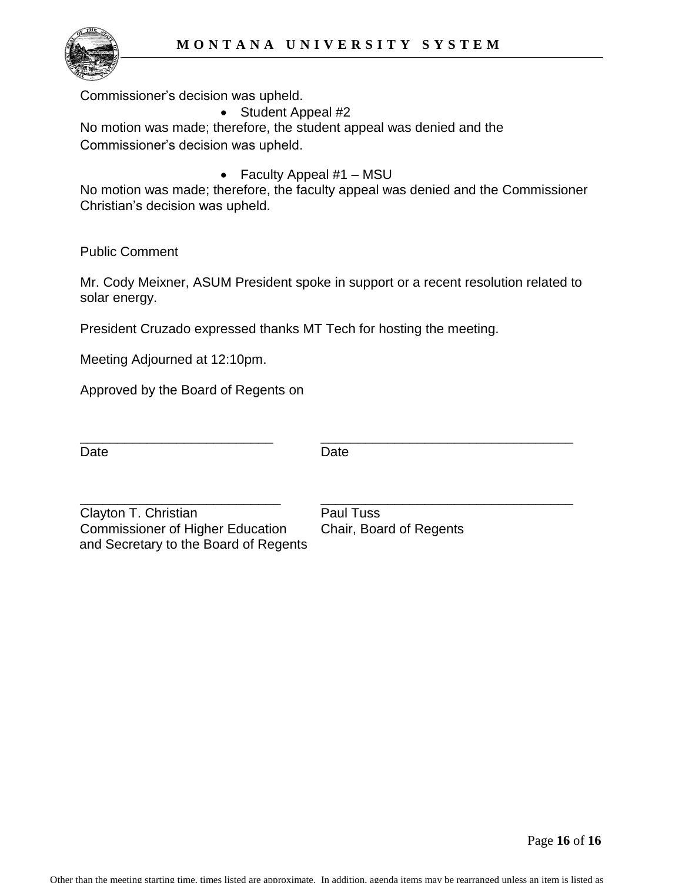Commissioner's decision was upheld.

- Student Appeal #2

No motion was made; therefore, the student appeal was denied and the Commissioner's decision was upheld.

- Faculty Appeal #1 – MSU

No motion was made; therefore, the faculty appeal was denied and the Commissioner Christian's decision was upheld.

Public Comment

Mr. Cody Meixner, ASUM President spoke in support or a recent resolution related to solar energy.

President Cruzado expressed thanks MT Tech for hosting the meeting.

Meeting Adjourned at 12:10pm.

Approved by the Board of Regents on

| | |
|---|---|
| ___________________________ | ___________________________________ |
| Date | Date |
| ___________________________ | ___________________________________ |
| Clayton T. Christian<br>Commissioner of Higher Education<br>and Secretary to the Board of Regents | Paul Tuss<br>Chair, Board of Regents |

Other than the meeting starting time, times listed are approximate. In addition, agenda items may be rearranged unless an item is listed as